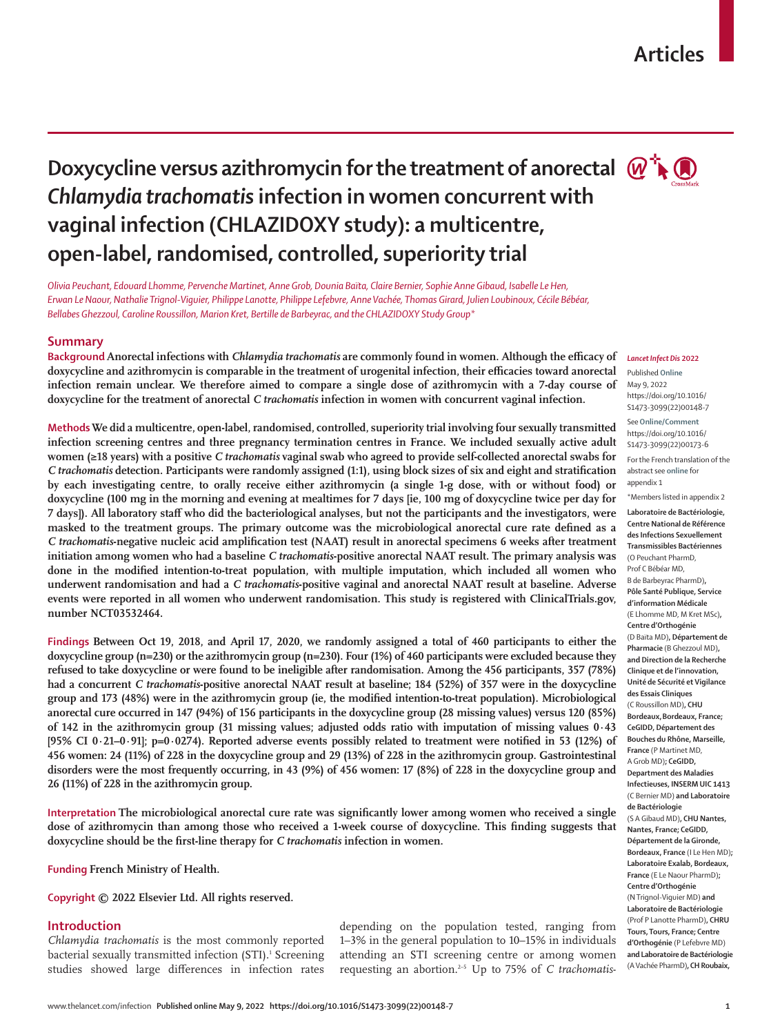# Doxycycline versus azithromycin for the treatment of anorectal *Chlamydia trachomatis* infection in women concurrent with vaginal infection (CHLAZIDOXY study): a multicentre, open-label, randomised, controlled, superiority trial

*Olivia Peuchant, Edouard Lhomme, Pervenche Martinet, Anne Grob, Dounia Baïta, Claire Bernier, Sophie Anne Gibaud, Isabelle Le Hen, Erwan Le Naour, Nathalie Trignol-Viguier, Philippe Lanotte, Philippe Lefebvre, Anne Vachée, Thomas Girard, Julien Loubinoux, Cécile Bébéar, Bellabes Ghezzoul, Caroline Roussillon, Marion Kret, Bertille de Barbeyrac, and the CHLAZIDOXY Study Group**

## Summary

**Background** Anorectal infections with *Chlamydia trachomatis* are commonly found in women. Although the efficacy of doxycycline and azithromycin is comparable in the treatment of urogenital infection, their efficacies toward anorectal infection remain unclear. We therefore aimed to compare a single dose of azithromycin with a 7-day course of doxycycline for the treatment of anorectal *C trachomatis* infection in women with concurrent vaginal infection.

**Methods** We did a multicentre, open-label, randomised, controlled, superiority trial involving four sexually transmitted infection screening centres and three pregnancy termination centres in France. We included sexually active adult women (≥18 years) with a positive *C trachomatis* vaginal swab who agreed to provide self-collected anorectal swabs for *C trachomatis* detection. Participants were randomly assigned (1:1), using block sizes of six and eight and stratification by each investigating centre, to orally receive either azithromycin (a single 1-g dose, with or without food) or doxycycline (100 mg in the morning and evening at mealtimes for 7 days [ie, 100 mg of doxycycline twice per day for 7 days]). All laboratory staff who did the bacteriological analyses, but not the participants and the investigators, were masked to the treatment groups. The primary outcome was the microbiological anorectal cure rate defined as a *C trachomatis*-negative nucleic acid amplification test (NAAT) result in anorectal specimens 6 weeks after treatment initiation among women who had a baseline *C trachomatis*-positive anorectal NAAT result. The primary analysis was done in the modified intention-to-treat population, with multiple imputation, which included all women who underwent randomisation and had a *C trachomatis*-positive vaginal and anorectal NAAT result at baseline. Adverse events were reported in all women who underwent randomisation. This study is registered with ClinicalTrials.gov, number NCT03532464.

**Findings** Between Oct 19, 2018, and April 17, 2020, we randomly assigned a total of 460 participants to either the doxycycline group (n=230) or the azithromycin group (n=230). Four (1%) of 460 participants were excluded because they refused to take doxycycline or were found to be ineligible after randomisation. Among the 456 participants, 357 (78%) had a concurrent *C trachomatis*-positive anorectal NAAT result at baseline; 184 (52%) of 357 were in the doxycycline group and 173 (48%) were in the azithromycin group (ie, the modified intention-to-treat population). Microbiological anorectal cure occurred in 147 (94%) of 156 participants in the doxycycline group (28 missing values) versus 120 (85%) of 142 in the azithromycin group (31 missing values; adjusted odds ratio with imputation of missing values 0·43 [95% CI 0·21–0·91]; p=0·0274). Reported adverse events possibly related to treatment were notified in 53 (12%) of 456 women: 24 (11%) of 228 in the doxycycline group and 29 (13%) of 228 in the azithromycin group. Gastrointestinal disorders were the most frequently occurring, in 43 (9%) of 456 women: 17 (8%) of 228 in the doxycycline group and 26 (11%) of 228 in the azithromycin group.

**Interpretation** The microbiological anorectal cure rate was significantly lower among women who received a single dose of azithromycin than among those who received a 1-week course of doxycycline. This finding suggests that doxycycline should be the first-line therapy for *C trachomatis* infection in women.

**Funding** French Ministry of Health.

**Copyright** © 2022 Elsevier Ltd. All rights reserved.

*Lancet Infect Dis* 2022

Published **Online** May 9, 2022 https://doi.org/10.1016/S1473-3099(22)00148-7

See **Online/Comment** https://doi.org/10.1016/S1473-3099(22)00173-6

For the French translation of the abstract see **online** for appendix 1

*Members listed in appendix 2

**Laboratoire de Bactériologie, Centre National de Référence des Infections Sexuellement Transmissibles Bactériennes** (O Peuchant PharmD, Prof C Bébéar MD, B de Barbeyrac PharmD), **Pôle Santé Publique, Service d'information Médicale** (E Lhomme MD, M Kret MSc), **Centre d'Orthogénie** (D Baita MD), **Département de Pharmacie** (B Ghezzoul MD), **and Direction de la Recherche Clinique et de l'innovation, Unité de Sécurité et Vigilance des Essais Cliniques** (C Roussillon MD), **CHU Bordeaux, Bordeaux, France; CeGIDD, Département des Bouches du Rhône, Marseille, France** (P Martinet MD, A Grob MD)**; CeGIDD, Department des Maladies Infectieuses, INSERM UIC 1413** (C Bernier MD) **and Laboratoire de Bactériologie** (S A Gibaud MD), **CHU Nantes, Nantes, France; CeGIDD, Département de la Gironde, Bordeaux, France** (I Le Hen MD); **Laboratoire Exalab, Bordeaux, France** (E Le Naour PharmD); **Centre d'Orthogénie** (N Trignol-Viguier MD) **and Laboratoire de Bactériologie** (Prof P Lanotte PharmD), **CHRU Tours, Tours, France; Centre d'Orthogénie** (P Lefebvre MD) **and Laboratoire de Bactériologie** (A Vachée PharmD), **CH Roubaix,**

## Introduction

*Chlamydia trachomatis* is the most commonly reported bacterial sexually transmitted infection (STI).[1] Screening studies showed large differences in infection rates depending on the population tested, ranging from 1–3% in the general population to 10–15% in individuals attending an STI screening centre or among women requesting an abortion.[2–5] Up to 75% of *C trachomatis*-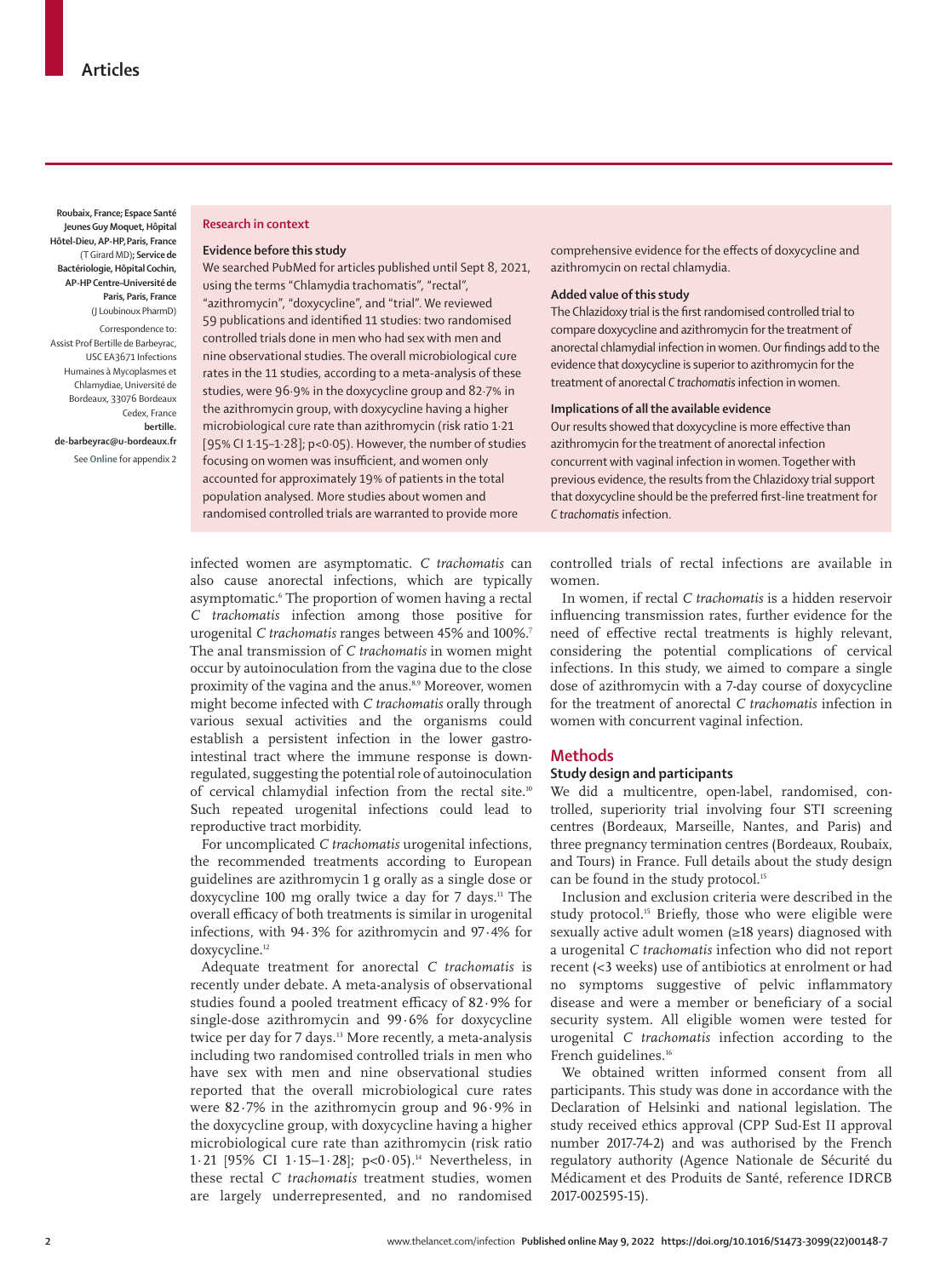Roubaix, France; Espace Santé Jeunes Guy Moquet, Hôpital Hôtel-Dieu, AP-HP, Paris, France (T Girard MD); Service de Bactériologie, Hôpital Cochin, AP-HP Centre–Université de Paris, Paris, France (J Loubinoux PharmD)

Correspondence to: Assist Prof Bertille de Barbeyrac, USC EA3671 Infections Humaines à Mycoplasmes et Chlamydiae, Université de Bordeaux, 33076 Bordeaux Cedex, France **bertille.de-barbeyrac@u-bordeaux.fr**

See **Online** for appendix 2

**Research in context**

**Evidence before this study**

We searched PubMed for articles published until Sept 8, 2021, using the terms "Chlamydia trachomatis", "rectal", "azithromycin", "doxycycline", and "trial". We reviewed 59 publications and identified 11 studies: two randomised controlled trials done in men who had sex with men and nine observational studies. The overall microbiological cure rates in the 11 studies, according to a meta-analysis of these studies, were 96·9% in the doxycycline group and 82·7% in the azithromycin group, with doxycycline having a higher microbiological cure rate than azithromycin (risk ratio 1·21 [95% CI 1·15–1·28]; $p<0·05$). However, the number of studies focusing on women was insufficient, and women only accounted for approximately 19% of patients in the total population analysed. More studies about women and randomised controlled trials are warranted to provide more comprehensive evidence for the effects of doxycycline and azithromycin on rectal chlamydia.

**Added value of this study**

The Chlazidoxy trial is the first randomised controlled trial to compare doxycycline and azithromycin for the treatment of anorectal chlamydial infection in women. Our findings add to the evidence that doxycycline is superior to azithromycin for the treatment of anorectal *C trachomatis* infection in women.

**Implications of all the available evidence**

Our results showed that doxycycline is more effective than azithromycin for the treatment of anorectal infection concurrent with vaginal infection in women. Together with previous evidence, the results from the Chlazidoxy trial support that doxycycline should be the preferred first-line treatment for *C trachomatis* infection.

infected women are asymptomatic. *C trachomatis* can also cause anorectal infections, which are typically asymptomatic.[6] The proportion of women having a rectal *C trachomatis* infection among those positive for urogenital *C trachomatis* ranges between 45% and 100%.[7] The anal transmission of *C trachomatis* in women might occur by autoinoculation from the vagina due to the close proximity of the vagina and the anus.[8,9] Moreover, women might become infected with *C trachomatis* orally through various sexual activities and the organisms could establish a persistent infection in the lower gastrointestinal tract where the immune response is downregulated, suggesting the potential role of autoinoculation of cervical chlamydial infection from the rectal site.[10] Such repeated urogenital infections could lead to reproductive tract morbidity.

For uncomplicated *C trachomatis* urogenital infections, the recommended treatments according to European guidelines are azithromycin 1 g orally as a single dose or doxycycline 100 mg orally twice a day for 7 days.[11] The overall efficacy of both treatments is similar in urogenital infections, with 94·3% for azithromycin and 97·4% for doxycycline.[12]

Adequate treatment for anorectal *C trachomatis* is recently under debate. A meta-analysis of observational studies found a pooled treatment efficacy of 82·9% for single-dose azithromycin and 99·6% for doxycycline twice per day for 7 days.[13] More recently, a meta-analysis including two randomised controlled trials in men who have sex with men and nine observational studies reported that the overall microbiological cure rates were 82·7% in the azithromycin group and 96·9% in the doxycycline group, with doxycycline having a higher microbiological cure rate than azithromycin (risk ratio 1·21 [95% CI 1·15–1·28]; $p<0·05$).[14] Nevertheless, in these rectal *C trachomatis* treatment studies, women are largely underrepresented, and no randomised controlled trials of rectal infections are available in women.

In women, if rectal *C trachomatis* is a hidden reservoir influencing transmission rates, further evidence for the need of effective rectal treatments is highly relevant, considering the potential complications of cervical infections. In this study, we aimed to compare a single dose of azithromycin with a 7-day course of doxycycline for the treatment of anorectal *C trachomatis* infection in women with concurrent vaginal infection.

## Methods

### Study design and participants

We did a multicentre, open-label, randomised, controlled, superiority trial involving four STI screening centres (Bordeaux, Marseille, Nantes, and Paris) and three pregnancy termination centres (Bordeaux, Roubaix, and Tours) in France. Full details about the study design can be found in the study protocol.[15]

Inclusion and exclusion criteria were described in the study protocol.[15] Briefly, those who were eligible were sexually active adult women (≥18 years) diagnosed with a urogenital *C trachomatis* infection who did not report recent (<3 weeks) use of antibiotics at enrolment or had no symptoms suggestive of pelvic inflammatory disease and were a member or beneficiary of a social security system. All eligible women were tested for urogenital *C trachomatis* infection according to the French guidelines.[16]

We obtained written informed consent from all participants. This study was done in accordance with the Declaration of Helsinki and national legislation. The study received ethics approval (CPP Sud-Est II approval number 2017-74-2) and was authorised by the French regulatory authority (Agence Nationale de Sécurité du Médicament et des Produits de Santé, reference IDRCB 2017-002595-15).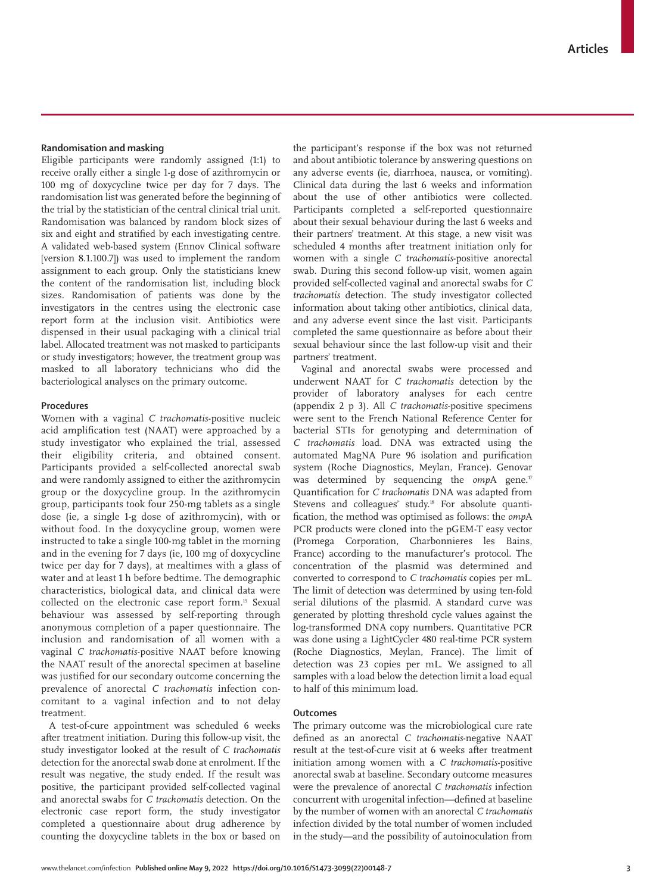### Randomisation and masking

Eligible participants were randomly assigned (1:1) to receive orally either a single 1-g dose of azithromycin or 100 mg of doxycycline twice per day for 7 days. The randomisation list was generated before the beginning of the trial by the statistician of the central clinical trial unit. Randomisation was balanced by random block sizes of six and eight and stratified by each investigating centre. A validated web-based system (Ennov Clinical software [version 8.1.100.7]) was used to implement the random assignment to each group. Only the statisticians knew the content of the randomisation list, including block sizes. Randomisation of patients was done by the investigators in the centres using the electronic case report form at the inclusion visit. Antibiotics were dispensed in their usual packaging with a clinical trial label. Allocated treatment was not masked to participants or study investigators; however, the treatment group was masked to all laboratory technicians who did the bacteriological analyses on the primary outcome.

### Procedures

Women with a vaginal *C trachomatis*-positive nucleic acid amplification test (NAAT) were approached by a study investigator who explained the trial, assessed their eligibility criteria, and obtained consent. Participants provided a self-collected anorectal swab and were randomly assigned to either the azithromycin group or the doxycycline group. In the azithromycin group, participants took four 250-mg tablets as a single dose (ie, a single 1-g dose of azithromycin), with or without food. In the doxycycline group, women were instructed to take a single 100-mg tablet in the morning and in the evening for 7 days (ie, 100 mg of doxycycline twice per day for 7 days), at mealtimes with a glass of water and at least 1 h before bedtime. The demographic characteristics, biological data, and clinical data were collected on the electronic case report form.[15] Sexual behaviour was assessed by self-reporting through anonymous completion of a paper questionnaire. The inclusion and randomisation of all women with a vaginal *C trachomatis*-positive NAAT before knowing the NAAT result of the anorectal specimen at baseline was justified for our secondary outcome concerning the prevalence of anorectal *C trachomatis* infection concomitant to a vaginal infection and to not delay treatment.

A test-of-cure appointment was scheduled 6 weeks after treatment initiation. During this follow-up visit, the study investigator looked at the result of *C trachomatis* detection for the anorectal swab done at enrolment. If the result was negative, the study ended. If the result was positive, the participant provided self-collected vaginal and anorectal swabs for *C trachomatis* detection. On the electronic case report form, the study investigator completed a questionnaire about drug adherence by counting the doxycycline tablets in the box or based on the participant's response if the box was not returned and about antibiotic tolerance by answering questions on any adverse events (ie, diarrhoea, nausea, or vomiting). Clinical data during the last 6 weeks and information about the use of other antibiotics were collected. Participants completed a self-reported questionnaire about their sexual behaviour during the last 6 weeks and their partners' treatment. At this stage, a new visit was scheduled 4 months after treatment initiation only for women with a single *C trachomatis*-positive anorectal swab. During this second follow-up visit, women again provided self-collected vaginal and anorectal swabs for *C trachomatis* detection. The study investigator collected information about taking other antibiotics, clinical data, and any adverse event since the last visit. Participants completed the same questionnaire as before about their sexual behaviour since the last follow-up visit and their partners' treatment.

Vaginal and anorectal swabs were processed and underwent NAAT for *C trachomatis* detection by the provider of laboratory analyses for each centre (appendix 2 p 3). All *C trachomatis*-positive specimens were sent to the French National Reference Center for bacterial STIs for genotyping and determination of *C trachomatis* load. DNA was extracted using the automated MagNA Pure 96 isolation and purification system (Roche Diagnostics, Meylan, France). Genovar was determined by sequencing the *ompA* gene.[17] Quantification for *C trachomatis* DNA was adapted from Stevens and colleagues' study.[18] For absolute quantification, the method was optimised as follows: the *ompA* PCR products were cloned into the pGEM-T easy vector (Promega Corporation, Charbonnieres les Bains, France) according to the manufacturer's protocol. The concentration of the plasmid was determined and converted to correspond to *C trachomatis* copies per mL. The limit of detection was determined by using ten-fold serial dilutions of the plasmid. A standard curve was generated by plotting threshold cycle values against the log-transformed DNA copy numbers. Quantitative PCR was done using a LightCycler 480 real-time PCR system (Roche Diagnostics, Meylan, France). The limit of detection was 23 copies per mL. We assigned to all samples with a load below the detection limit a load equal to half of this minimum load.

### Outcomes

The primary outcome was the microbiological cure rate defined as an anorectal *C trachomatis*-negative NAAT result at the test-of-cure visit at 6 weeks after treatment initiation among women with a *C trachomatis*-positive anorectal swab at baseline. Secondary outcome measures were the prevalence of anorectal *C trachomatis* infection concurrent with urogenital infection—defined at baseline by the number of women with an anorectal *C trachomatis* infection divided by the total number of women included in the study—and the possibility of autoinoculation from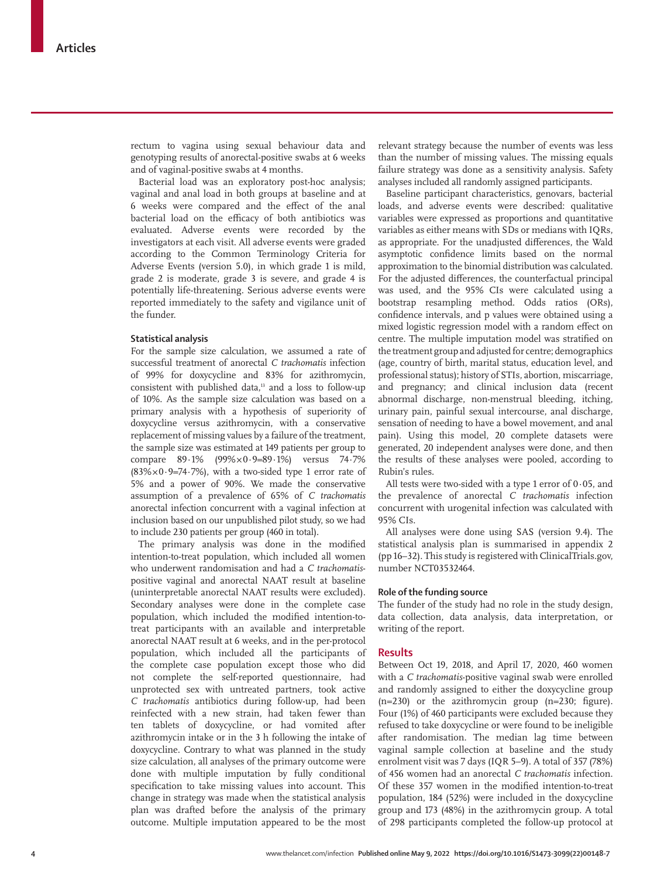rectum to vagina using sexual behaviour data and genotyping results of anorectal-positive swabs at 6 weeks and of vaginal-positive swabs at 4 months.

Bacterial load was an exploratory post-hoc analysis; vaginal and anal load in both groups at baseline and at 6 weeks were compared and the effect of the anal bacterial load on the efficacy of both antibiotics was evaluated. Adverse events were recorded by the investigators at each visit. All adverse events were graded according to the Common Terminology Criteria for Adverse Events (version 5.0), in which grade 1 is mild, grade 2 is moderate, grade 3 is severe, and grade 4 is potentially life-threatening. Serious adverse events were reported immediately to the safety and vigilance unit of the funder.

### Statistical analysis

For the sample size calculation, we assumed a rate of successful treatment of anorectal *C trachomatis* infection of 99% for doxycycline and 83% for azithromycin, consistent with published data,[13] and a loss to follow-up of 10%. As the sample size calculation was based on a primary analysis with a hypothesis of superiority of doxycycline versus azithromycin, with a conservative replacement of missing values by a failure of the treatment, the sample size was estimated at 149 patients per group to compare 89·1% (99%×0·9=89·1%) versus 74·7% (83%×0·9=74·7%), with a two-sided type 1 error rate of 5% and a power of 90%. We made the conservative assumption of a prevalence of 65% of *C trachomatis* anorectal infection concurrent with a vaginal infection at inclusion based on our unpublished pilot study, so we had to include 230 patients per group (460 in total).

The primary analysis was done in the modified intention-to-treat population, which included all women who underwent randomisation and had a *C trachomatis*-positive vaginal and anorectal NAAT result at baseline (uninterpretable anorectal NAAT results were excluded). Secondary analyses were done in the complete case population, which included the modified intention-to-treat participants with an available and interpretable anorectal NAAT result at 6 weeks, and in the per-protocol population, which included all the participants of the complete case population except those who did not complete the self-reported questionnaire, had unprotected sex with untreated partners, took active *C trachomatis* antibiotics during follow-up, had been reinfected with a new strain, had taken fewer than ten tablets of doxycycline, or had vomited after azithromycin intake or in the 3 h following the intake of doxycycline. Contrary to what was planned in the study size calculation, all analyses of the primary outcome were done with multiple imputation by fully conditional specification to take missing values into account. This change in strategy was made when the statistical analysis plan was drafted before the analysis of the primary outcome. Multiple imputation appeared to be the most relevant strategy because the number of events was less than the number of missing values. The missing equals failure strategy was done as a sensitivity analysis. Safety analyses included all randomly assigned participants.

Baseline participant characteristics, genovars, bacterial loads, and adverse events were described: qualitative variables were expressed as proportions and quantitative variables as either means with SDs or medians with IQRs, as appropriate. For the unadjusted differences, the Wald asymptotic confidence limits based on the normal approximation to the binomial distribution was calculated. For the adjusted differences, the counterfactual principal was used, and the 95% CIs were calculated using a bootstrap resampling method. Odds ratios (ORs), confidence intervals, and p values were obtained using a mixed logistic regression model with a random effect on centre. The multiple imputation model was stratified on the treatment group and adjusted for centre; demographics (age, country of birth, marital status, education level, and professional status); history of STIs, abortion, miscarriage, and pregnancy; and clinical inclusion data (recent abnormal discharge, non-menstrual bleeding, itching, urinary pain, painful sexual intercourse, anal discharge, sensation of needing to have a bowel movement, and anal pain). Using this model, 20 complete datasets were generated, 20 independent analyses were done, and then the results of these analyses were pooled, according to Rubin's rules.

All tests were two-sided with a type 1 error of 0·05, and the prevalence of anorectal *C trachomatis* infection concurrent with urogenital infection was calculated with 95% CIs.

All analyses were done using SAS (version 9.4). The statistical analysis plan is summarised in appendix 2 (pp 16–32). This study is registered with ClinicalTrials.gov, number NCT03532464.

### Role of the funding source

The funder of the study had no role in the study design, data collection, data analysis, data interpretation, or writing of the report.

## Results

Between Oct 19, 2018, and April 17, 2020, 460 women with a *C trachomatis*-positive vaginal swab were enrolled and randomly assigned to either the doxycycline group (n=230) or the azithromycin group (n=230; figure). Four (1%) of 460 participants were excluded because they refused to take doxycycline or were found to be ineligible after randomisation. The median lag time between vaginal sample collection at baseline and the study enrolment visit was 7 days (IQR 5–9). A total of 357 (78%) of 456 women had an anorectal *C trachomatis* infection. Of these 357 women in the modified intention-to-treat population, 184 (52%) were included in the doxycycline group and 173 (48%) in the azithromycin group. A total of 298 participants completed the follow-up protocol at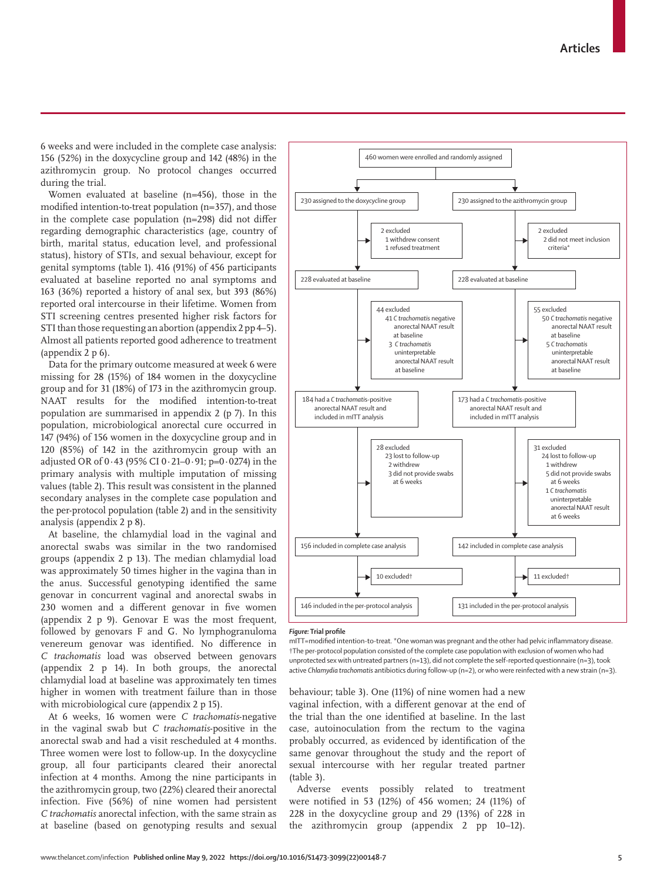6 weeks and were included in the complete case analysis: 156 (52%) in the doxycycline group and 142 (48%) in the azithromycin group. No protocol changes occurred during the trial.

Women evaluated at baseline (n=456), those in the modified intention-to-treat population (n=357), and those in the complete case population (n=298) did not differ regarding demographic characteristics (age, country of birth, marital status, education level, and professional status), history of STIs, and sexual behaviour, except for genital symptoms (table 1). 416 (91%) of 456 participants evaluated at baseline reported no anal symptoms and 163 (36%) reported a history of anal sex, but 393 (86%) reported oral intercourse in their lifetime. Women from STI screening centres presented higher risk factors for STI than those requesting an abortion (appendix 2 pp 4–5). Almost all patients reported good adherence to treatment (appendix 2 p 6).

Data for the primary outcome measured at week 6 were missing for 28 (15%) of 184 women in the doxycycline group and for 31 (18%) of 173 in the azithromycin group. NAAT results for the modified intention-to-treat population are summarised in appendix 2 (p 7). In this population, microbiological anorectal cure occurred in 147 (94%) of 156 women in the doxycycline group and in 120 (85%) of 142 in the azithromycin group with an adjusted OR of 0·43 (95% CI 0·21–0·91; p=0·0274) in the primary analysis with multiple imputation of missing values (table 2). This result was consistent in the planned secondary analyses in the complete case population and the per-protocol population (table 2) and in the sensitivity analysis (appendix 2 p 8).

At baseline, the chlamydial load in the vaginal and anorectal swabs was similar in the two randomised groups (appendix 2 p 13). The median chlamydial load was approximately 50 times higher in the vagina than in the anus. Successful genotyping identified the same genovar in concurrent vaginal and anorectal swabs in 230 women and a different genovar in five women (appendix 2 p 9). Genovar E was the most frequent, followed by genovars F and G. No lymphogranuloma venereum genovar was identified. No difference in *C trachomatis* load was observed between genovars (appendix 2 p 14). In both groups, the anorectal chlamydial load at baseline was approximately ten times higher in women with treatment failure than in those with microbiological cure (appendix 2 p 15).

At 6 weeks, 16 women were *C trachomatis*-negative in the vaginal swab but *C trachomatis*-positive in the anorectal swab and had a visit rescheduled at 4 months. Three women were lost to follow-up. In the doxycycline group, all four participants cleared their anorectal infection at 4 months. Among the nine participants in the azithromycin group, two (22%) cleared their anorectal infection. Five (56%) of nine women had persistent *C trachomatis* anorectal infection, with the same strain as at baseline (based on genotyping results and sexual behaviour; table 3). One (11%) of nine women had a new vaginal infection, with a different genovar at the end of the trial than the one identified at baseline. In the last case, autoinoculation from the rectum to the vagina probably occurred, as evidenced by identification of the same genovar throughout the study and the report of sexual intercourse with her regular treated partner (table 3).

Adverse events possibly related to treatment were notified in 53 (12%) of 456 women; 24 (11%) of 228 in the doxycycline group and 29 (13%) of 228 in the azithromycin group (appendix 2 pp 10–12).

460 women were enrolled and randomly assigned

- 230 assigned to the doxycycline group
  - 2 excluded
    - 1 withdrew consent
    - 1 refused treatment
  - 228 evaluated at baseline
  - 44 excluded
    - 41 *C trachomatis* negative anorectal NAAT result at baseline
    - 3 *C trachomatis* uninterpretable anorectal NAAT result at baseline
  - 184 had a *C trachomatis*-positive anorectal NAAT result and included in mITT analysis
  - 28 excluded
    - 23 lost to follow-up
    - 2 withdrew
    - 3 did not provide swabs at 6 weeks
  - 156 included in complete case analysis
  - 10 excluded†
  - 146 included in the per-protocol analysis
- 230 assigned to the azithromycin group
  - 2 excluded
    - 2 did not meet inclusion criteria*
  - 228 evaluated at baseline
  - 55 excluded
    - 50 *C trachomatis* negative anorectal NAAT result at baseline
    - 5 *C trachomatis* uninterpretable anorectal NAAT result at baseline
  - 173 had a *C trachomatis*-positive anorectal NAAT result and included in mITT analysis
  - 31 excluded
    - 24 lost to follow-up
    - 1 withdrew
    - 5 did not provide swabs at 6 weeks
    - 1 *C trachomatis* uninterpretable anorectal NAAT result at 6 weeks
  - 142 included in complete case analysis
  - 11 excluded†
  - 131 included in the per-protocol analysis

**Figure: Trial profile**

mITT=modified intention-to-treat. *One woman was pregnant and the other had pelvic inflammatory disease. †The per-protocol population consisted of the complete case population with exclusion of women who had unprotected sex with untreated partners (n=13), did not complete the self-reported questionnaire (n=3), took active *Chlamydia trachomatis* antibiotics during follow-up (n=2), or who were reinfected with a new strain (n=3).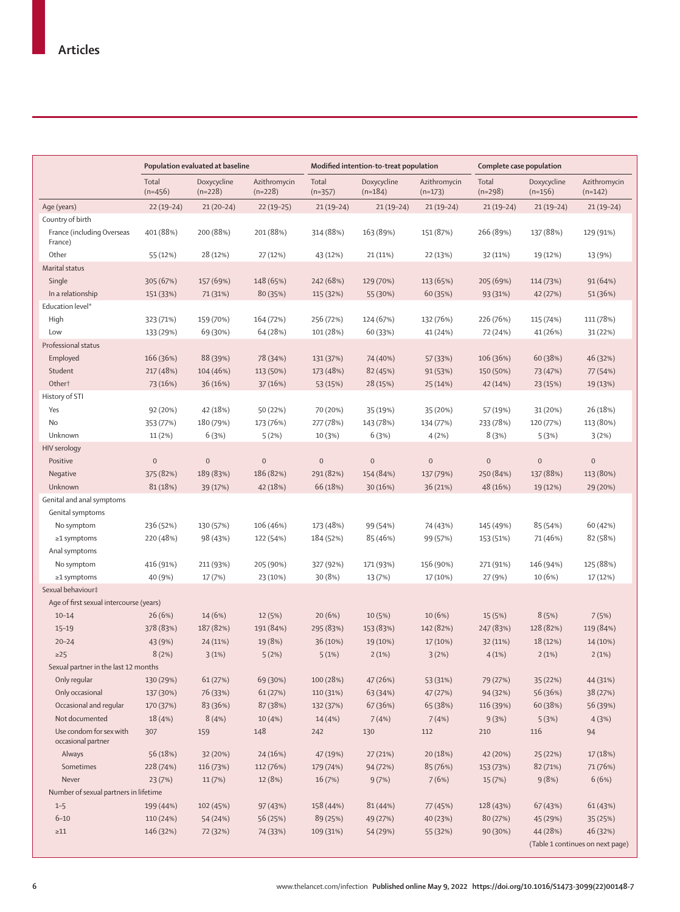| | Population evaluated at baseline | | | Modified intention-to-treat population | | | Complete case population | | |
|---|---|---|---|---|---|---|---|---|---|
| | Total (n=456) | Doxycycline (n=228) | Azithromycin (n=228) | Total (n=357) | Doxycycline (n=184) | Azithromycin (n=173) | Total (n=298) | Doxycycline (n=156) | Azithromycin (n=142) |
| Age (years) | 22 (19–24) | 21 (20–24) | 22 (19–25) | 21 (19–24) | 21 (19–24) | 21 (19–24) | 21 (19–24) | 21 (19–24) | 21 (19–24) |
| Country of birth | | | | | | | | | |
| France (including Overseas France) | 401 (88%) | 200 (88%) | 201 (88%) | 314 (88%) | 163 (89%) | 151 (87%) | 266 (89%) | 137 (88%) | 129 (91%) |
| Other | 55 (12%) | 28 (12%) | 27 (12%) | 43 (12%) | 21 (11%) | 22 (13%) | 32 (11%) | 19 (12%) | 13 (9%) |
| Marital status | | | | | | | | | |
| Single | 305 (67%) | 157 (69%) | 148 (65%) | 242 (68%) | 129 (70%) | 113 (65%) | 205 (69%) | 114 (73%) | 91 (64%) |
| In a relationship | 151 (33%) | 71 (31%) | 80 (35%) | 115 (32%) | 55 (30%) | 60 (35%) | 93 (31%) | 42 (27%) | 51 (36%) |
| Education level* | | | | | | | | | |
| High | 323 (71%) | 159 (70%) | 164 (72%) | 256 (72%) | 124 (67%) | 132 (76%) | 226 (76%) | 115 (74%) | 111 (78%) |
| Low | 133 (29%) | 69 (30%) | 64 (28%) | 101 (28%) | 60 (33%) | 41 (24%) | 72 (24%) | 41 (26%) | 31 (22%) |
| Professional status | | | | | | | | | |
| Employed | 166 (36%) | 88 (39%) | 78 (34%) | 131 (37%) | 74 (40%) | 57 (33%) | 106 (36%) | 60 (38%) | 46 (32%) |
| Student | 217 (48%) | 104 (46%) | 113 (50%) | 173 (48%) | 82 (45%) | 91 (53%) | 150 (50%) | 73 (47%) | 77 (54%) |
| Other† | 73 (16%) | 36 (16%) | 37 (16%) | 53 (15%) | 28 (15%) | 25 (14%) | 42 (14%) | 23 (15%) | 19 (13%) |
| History of STI | | | | | | | | | |
| Yes | 92 (20%) | 42 (18%) | 50 (22%) | 70 (20%) | 35 (19%) | 35 (20%) | 57 (19%) | 31 (20%) | 26 (18%) |
| No | 353 (77%) | 180 (79%) | 173 (76%) | 277 (78%) | 143 (78%) | 134 (77%) | 233 (78%) | 120 (77%) | 113 (80%) |
| Unknown | 11 (2%) | 6 (3%) | 5 (2%) | 10 (3%) | 6 (3%) | 4 (2%) | 8 (3%) | 5 (3%) | 3 (2%) |
| HIV serology | | | | | | | | | |
| Positive | 0 | 0 | 0 | 0 | 0 | 0 | 0 | 0 | 0 |
| Negative | 375 (82%) | 189 (83%) | 186 (82%) | 291 (82%) | 154 (84%) | 137 (79%) | 250 (84%) | 137 (88%) | 113 (80%) |
| Unknown | 81 (18%) | 39 (17%) | 42 (18%) | 66 (18%) | 30 (16%) | 36 (21%) | 48 (16%) | 19 (12%) | 29 (20%) |
| Genital and anal symptoms | | | | | | | | | |
| Genital symptoms | | | | | | | | | |
| No symptom | 236 (52%) | 130 (57%) | 106 (46%) | 173 (48%) | 99 (54%) | 74 (43%) | 145 (49%) | 85 (54%) | 60 (42%) |
| ≥1 symptoms | 220 (48%) | 98 (43%) | 122 (54%) | 184 (52%) | 85 (46%) | 99 (57%) | 153 (51%) | 71 (46%) | 82 (58%) |
| Anal symptoms | | | | | | | | | |
| No symptom | 416 (91%) | 211 (93%) | 205 (90%) | 327 (92%) | 171 (93%) | 156 (90%) | 271 (91%) | 146 (94%) | 125 (88%) |
| ≥1 symptoms | 40 (9%) | 17 (7%) | 23 (10%) | 30 (8%) | 13 (7%) | 17 (10%) | 27 (9%) | 10 (6%) | 17 (12%) |
| Sexual behaviour‡ | | | | | | | | | |
| Age of first sexual intercourse (years) | | | | | | | | | |
| 10–14 | 26 (6%) | 14 (6%) | 12 (5%) | 20 (6%) | 10 (5%) | 10 (6%) | 15 (5%) | 8 (5%) | 7 (5%) |
| 15–19 | 378 (83%) | 187 (82%) | 191 (84%) | 295 (83%) | 153 (83%) | 142 (82%) | 247 (83%) | 128 (82%) | 119 (84%) |
| 20–24 | 43 (9%) | 24 (11%) | 19 (8%) | 36 (10%) | 19 (10%) | 17 (10%) | 32 (11%) | 18 (12%) | 14 (10%) |
| ≥25 | 8 (2%) | 3 (1%) | 5 (2%) | 5 (1%) | 2 (1%) | 3 (2%) | 4 (1%) | 2 (1%) | 2 (1%) |
| Sexual partner in the last 12 months | | | | | | | | | |
| Only regular | 130 (29%) | 61 (27%) | 69 (30%) | 100 (28%) | 47 (26%) | 53 (31%) | 79 (27%) | 35 (22%) | 44 (31%) |
| Only occasional | 137 (30%) | 76 (33%) | 61 (27%) | 110 (31%) | 63 (34%) | 47 (27%) | 94 (32%) | 56 (36%) | 38 (27%) |
| Occasional and regular | 170 (37%) | 83 (36%) | 87 (38%) | 132 (37%) | 67 (36%) | 65 (38%) | 116 (39%) | 60 (38%) | 56 (39%) |
| Not documented | 18 (4%) | 8 (4%) | 10 (4%) | 14 (4%) | 7 (4%) | 7 (4%) | 9 (3%) | 5 (3%) | 4 (3%) |
| Use condom for sex with occasional partner | 307 | 159 | 148 | 242 | 130 | 112 | 210 | 116 | 94 |
| Always | 56 (18%) | 32 (20%) | 24 (16%) | 47 (19%) | 27 (21%) | 20 (18%) | 42 (20%) | 25 (22%) | 17 (18%) |
| Sometimes | 228 (74%) | 116 (73%) | 112 (76%) | 179 (74%) | 94 (72%) | 85 (76%) | 153 (73%) | 82 (71%) | 71 (76%) |
| Never | 23 (7%) | 11 (7%) | 12 (8%) | 16 (7%) | 9 (7%) | 7 (6%) | 15 (7%) | 9 (8%) | 6 (6%) |
| Number of sexual partners in lifetime | | | | | | | | | |
| 1–5 | 199 (44%) | 102 (45%) | 97 (43%) | 158 (44%) | 81 (44%) | 77 (45%) | 128 (43%) | 67 (43%) | 61 (43%) |
| 6–10 | 110 (24%) | 54 (24%) | 56 (25%) | 89 (25%) | 49 (27%) | 40 (23%) | 80 (27%) | 45 (29%) | 35 (25%) |
| ≥11 | 146 (32%) | 72 (32%) | 74 (33%) | 109 (31%) | 54 (29%) | 55 (32%) | 90 (30%) | 44 (28%) | 46 (32%) |

(Table 1 continues on next page)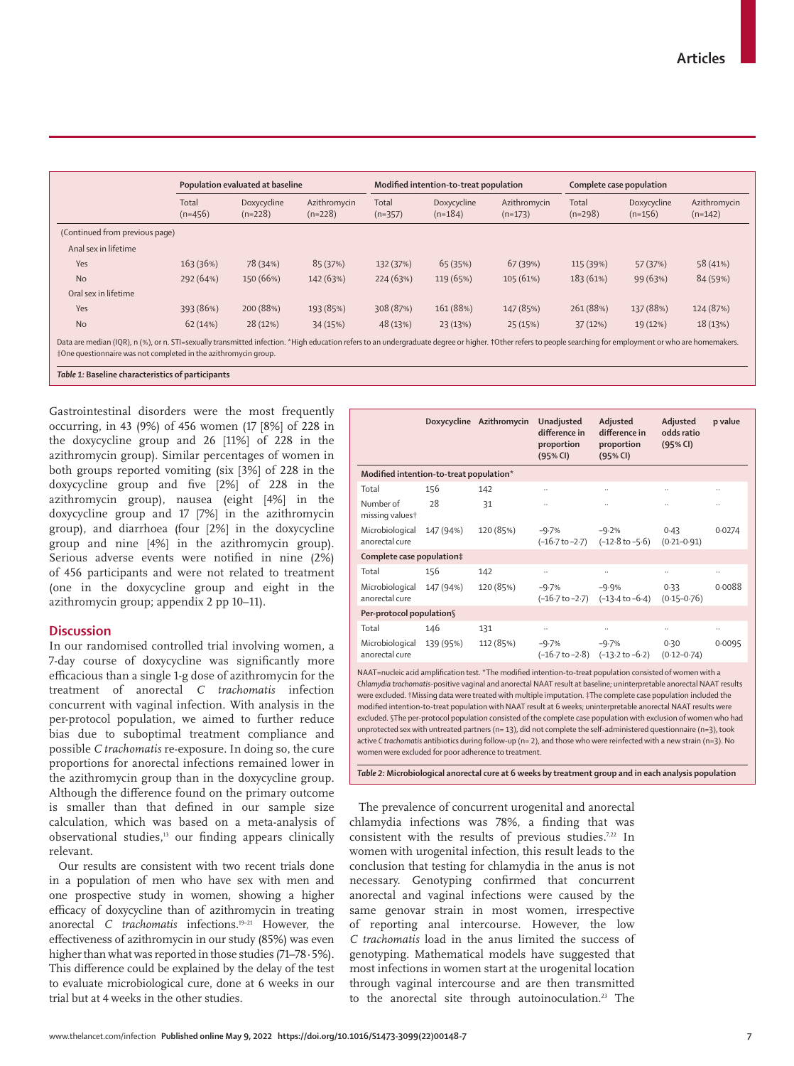| | Population evaluated at baseline | | | Modified intention-to-treat population | | | Complete case population | | |
|---|---|---|---|---|---|---|---|---|---|
| | Total (n=456) | Doxycycline (n=228) | Azithromycin (n=228) | Total (n=357) | Doxycycline (n=184) | Azithromycin (n=173) | Total (n=298) | Doxycycline (n=156) | Azithromycin (n=142) |
| (Continued from previous page) | | | | | | | | | |
| Anal sex in lifetime | | | | | | | | | |
| Yes | 163 (36%) | 78 (34%) | 85 (37%) | 132 (37%) | 65 (35%) | 67 (39%) | 115 (39%) | 57 (37%) | 58 (41%) |
| No | 292 (64%) | 150 (66%) | 142 (63%) | 224 (63%) | 119 (65%) | 105 (61%) | 183 (61%) | 99 (63%) | 84 (59%) |
| Oral sex in lifetime | | | | | | | | | |
| Yes | 393 (86%) | 200 (88%) | 193 (85%) | 308 (87%) | 161 (88%) | 147 (85%) | 261 (88%) | 137 (88%) | 124 (87%) |
| No | 62 (14%) | 28 (12%) | 34 (15%) | 48 (13%) | 23 (13%) | 25 (15%) | 37 (12%) | 19 (12%) | 18 (13%) |

Data are median (IQR), n (%), or n. STI=sexually transmitted infection. *High education refers to an undergraduate degree or higher. †Other refers to people searching for employment or who are homemakers. ‡One questionnaire was not completed in the azithromycin group.

*Table 1:* **Baseline characteristics of participants**

Gastrointestinal disorders were the most frequently occurring, in 43 (9%) of 456 women (17 [8%] of 228 in the doxycycline group and 26 [11%] of 228 in the azithromycin group). Similar percentages of women in both groups reported vomiting (six [3%] of 228 in the doxycycline group and five [2%] of 228 in the azithromycin group), nausea (eight [4%] in the doxycycline group and 17 [7%] in the azithromycin group), and diarrhoea (four [2%] in the doxycycline group and nine [4%] in the azithromycin group). Serious adverse events were notified in nine (2%) of 456 participants and were not related to treatment (one in the doxycycline group and eight in the azithromycin group; appendix 2 pp 10–11).

## Discussion

In our randomised controlled trial involving women, a 7-day course of doxycycline was significantly more efficacious than a single 1-g dose of azithromycin for the treatment of anorectal *C trachomatis* infection concurrent with vaginal infection. With analysis in the per-protocol population, we aimed to further reduce bias due to suboptimal treatment compliance and possible *C trachomatis* re-exposure. In doing so, the cure proportions for anorectal infections remained lower in the azithromycin group than in the doxycycline group. Although the difference found on the primary outcome is smaller than that defined in our sample size calculation, which was based on a meta-analysis of observational studies,[13] our finding appears clinically relevant.

Our results are consistent with two recent trials done in a population of men who have sex with men and one prospective study in women, showing a higher efficacy of doxycycline than of azithromycin in treating anorectal *C trachomatis* infections.[19–21] However, the effectiveness of azithromycin in our study (85%) was even higher than what was reported in those studies (71–78·5%). This difference could be explained by the delay of the test to evaluate microbiological cure, done at 6 weeks in our trial but at 4 weeks in the other studies.

| | Doxycycline | Azithromycin | Unadjusted difference in proportion (95% CI) | Adjusted difference in proportion (95% CI) | Adjusted odds ratio (95% CI) | p value |
|---|---|---|---|---|---|---|
| **Modified intention-to-treat population*** | | | | | | |
| Total | 156 | 142 | .. | .. | .. | .. |
| Number of missing values† | 28 | 31 | .. | .. | .. | .. |
| Microbiological anorectal cure | 147 (94%) | 120 (85%) | −9·7% (−16·7 to −2·7) | −9·2% (−12·8 to −5·6) | 0·43 (0·21–0·91) | 0·0274 |
| **Complete case population‡** | | | | | | |
| Total | 156 | 142 | .. | .. | .. | .. |
| Microbiological anorectal cure | 147 (94%) | 120 (85%) | −9·7% (−16·7 to −2·7) | −9·9% (−13·4 to −6·4) | 0·33 (0·15–0·76) | 0·0088 |
| **Per-protocol population§** | | | | | | |
| Total | 146 | 131 | .. | .. | .. | .. |
| Microbiological anorectal cure | 139 (95%) | 112 (85%) | −9·7% (−16·7 to −2·8) | −9·7% (−13·2 to −6·2) | 0·30 (0·12–0·74) | 0·0095 |

NAAT=nucleic acid amplification test. *The modified intention-to-treat population consisted of women with a *Chlamydia trachomatis*-positive vaginal and anorectal NAAT result at baseline; uninterpretable anorectal NAAT results were excluded. †Missing data were treated with multiple imputation. ‡The complete case population included the modified intention-to-treat population with NAAT result at 6 weeks; uninterpretable anorectal NAAT results were excluded. §The per-protocol population consisted of the complete case population with exclusion of women who had unprotected sex with untreated partners (n=13), did not complete the self-administered questionnaire (n=3), took active *C trachomatis* antibiotics during follow-up (n=2), and those who were reinfected with a new strain (n=3). No women were excluded for poor adherence to treatment.

*Table 2:* **Microbiological anorectal cure at 6 weeks by treatment group and in each analysis population**

The prevalence of concurrent urogenital and anorectal chlamydia infections was 78%, a finding that was consistent with the results of previous studies.[7,22] In women with urogenital infection, this result leads to the conclusion that testing for chlamydia in the anus is not necessary. Genotyping confirmed that concurrent anorectal and vaginal infections were caused by the same genovar strain in most women, irrespective of reporting anal intercourse. However, the low *C trachomatis* load in the anus limited the success of genotyping. Mathematical models have suggested that most infections in women start at the urogenital location through vaginal intercourse and are then transmitted to the anorectal site through autoinoculation.[23] The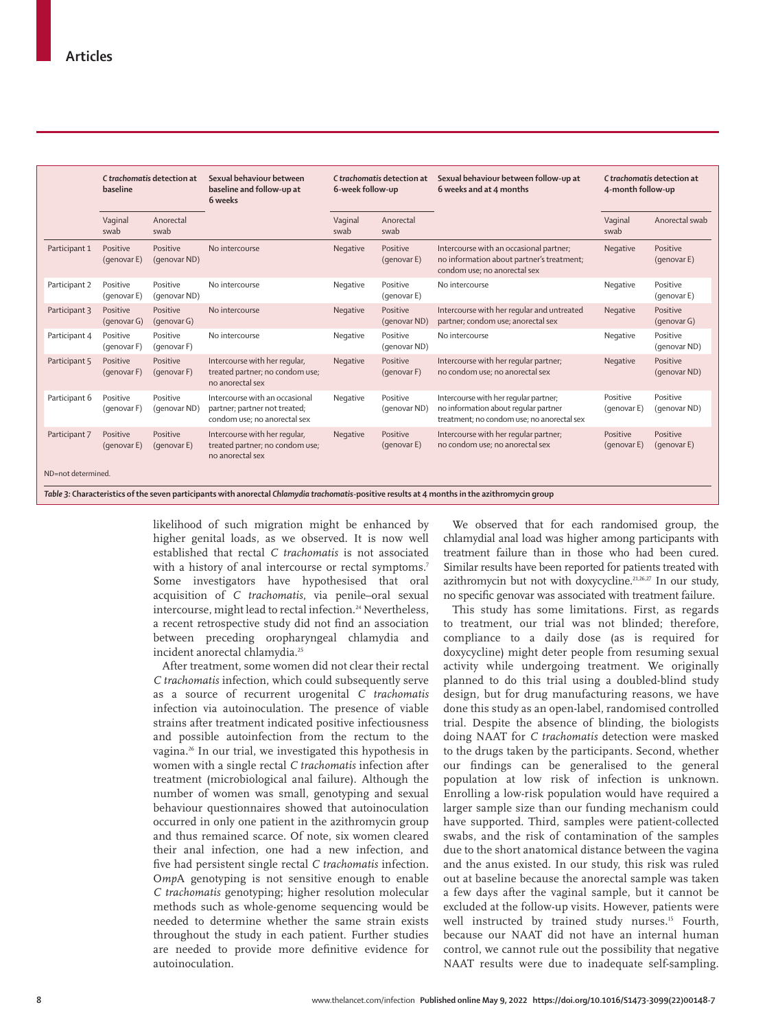| | *C trachomatis* detection at baseline | | Sexual behaviour between baseline and follow-up at 6 weeks | *C trachomatis* detection at 6-week follow-up | | Sexual behaviour between follow-up at 6 weeks and at 4 months | *C trachomatis* detection at 4-month follow-up | |
|---|---|---|---|---|---|---|---|---|
| | Vaginal swab | Anorectal swab | | Vaginal swab | Anorectal swab | | Vaginal swab | Anorectal swab |
| Participant 1 | Positive (genovar E) | Positive (genovar ND) | No intercourse | Negative | Positive (genovar E) | Intercourse with an occasional partner; no information about partner's treatment; condom use; no anorectal sex | Negative | Positive (genovar E) |
| Participant 2 | Positive (genovar E) | Positive (genovar ND) | No intercourse | Negative | Positive (genovar E) | No intercourse | Negative | Positive (genovar E) |
| Participant 3 | Positive (genovar G) | Positive (genovar G) | No intercourse | Negative | Positive (genovar ND) | Intercourse with her regular and untreated partner; condom use; anorectal sex | Negative | Positive (genovar G) |
| Participant 4 | Positive (genovar F) | Positive (genovar F) | No intercourse | Negative | Positive (genovar ND) | No intercourse | Negative | Positive (genovar ND) |
| Participant 5 | Positive (genovar F) | Positive (genovar F) | Intercourse with her regular, treated partner; no condom use; no anorectal sex | Negative | Positive (genovar F) | Intercourse with her regular partner; no condom use; no anorectal sex | Negative | Positive (genovar ND) |
| Participant 6 | Positive (genovar F) | Positive (genovar ND) | Intercourse with an occasional partner; partner not treated; condom use; no anorectal sex | Negative | Positive (genovar ND) | Intercourse with her regular partner; no information about regular partner treatment; no condom use; no anorectal sex | Positive (genovar E) | Positive (genovar ND) |
| Participant 7 | Positive (genovar E) | Positive (genovar E) | Intercourse with her regular, treated partner; no condom use; no anorectal sex | Negative | Positive (genovar E) | Intercourse with her regular partner; no condom use; no anorectal sex | Positive (genovar E) | Positive (genovar E) |

ND=not determined.

***Table 3:*** **Characteristics of the seven participants with anorectal *Chlamydia trachomatis*-positive results at 4 months in the azithromycin group**

likelihood of such migration might be enhanced by higher genital loads, as we observed. It is now well established that rectal *C trachomatis* is not associated with a history of anal intercourse or rectal symptoms.[7] Some investigators have hypothesised that oral acquisition of *C trachomatis*, via penile–oral sexual intercourse, might lead to rectal infection.[24] Nevertheless, a recent retrospective study did not find an association between preceding oropharyngeal chlamydia and incident anorectal chlamydia.[25]

After treatment, some women did not clear their rectal *C trachomatis* infection, which could subsequently serve as a source of recurrent urogenital *C trachomatis* infection via autoinoculation. The presence of viable strains after treatment indicated positive infectiousness and possible autoinfection from the rectum to the vagina.[26] In our trial, we investigated this hypothesis in women with a single rectal *C trachomatis* infection after treatment (microbiological anal failure). Although the number of women was small, genotyping and sexual behaviour questionnaires showed that autoinoculation occurred in only one patient in the azithromycin group and thus remained scarce. Of note, six women cleared their anal infection, one had a new infection, and five had persistent single rectal *C trachomatis* infection. O*mp*A genotyping is not sensitive enough to enable *C trachomatis* genotyping; higher resolution molecular methods such as whole-genome sequencing would be needed to determine whether the same strain exists throughout the study in each patient. Further studies are needed to provide more definitive evidence for autoinoculation.

We observed that for each randomised group, the chlamydial anal load was higher among participants with treatment failure than in those who had been cured. Similar results have been reported for patients treated with azithromycin but not with doxycycline.[23,26,27] In our study, no specific genovar was associated with treatment failure.

This study has some limitations. First, as regards to treatment, our trial was not blinded; therefore, compliance to a daily dose (as is required for doxycycline) might deter people from resuming sexual activity while undergoing treatment. We originally planned to do this trial using a doubled-blind study design, but for drug manufacturing reasons, we have done this study as an open-label, randomised controlled trial. Despite the absence of blinding, the biologists doing NAAT for *C trachomatis* detection were masked to the drugs taken by the participants. Second, whether our findings can be generalised to the general population at low risk of infection is unknown. Enrolling a low-risk population would have required a larger sample size than our funding mechanism could have supported. Third, samples were patient-collected swabs, and the risk of contamination of the samples due to the short anatomical distance between the vagina and the anus existed. In our study, this risk was ruled out at baseline because the anorectal sample was taken a few days after the vaginal sample, but it cannot be excluded at the follow-up visits. However, patients were well instructed by trained study nurses.[15] Fourth, because our NAAT did not have an internal human control, we cannot rule out the possibility that negative NAAT results were due to inadequate self-sampling.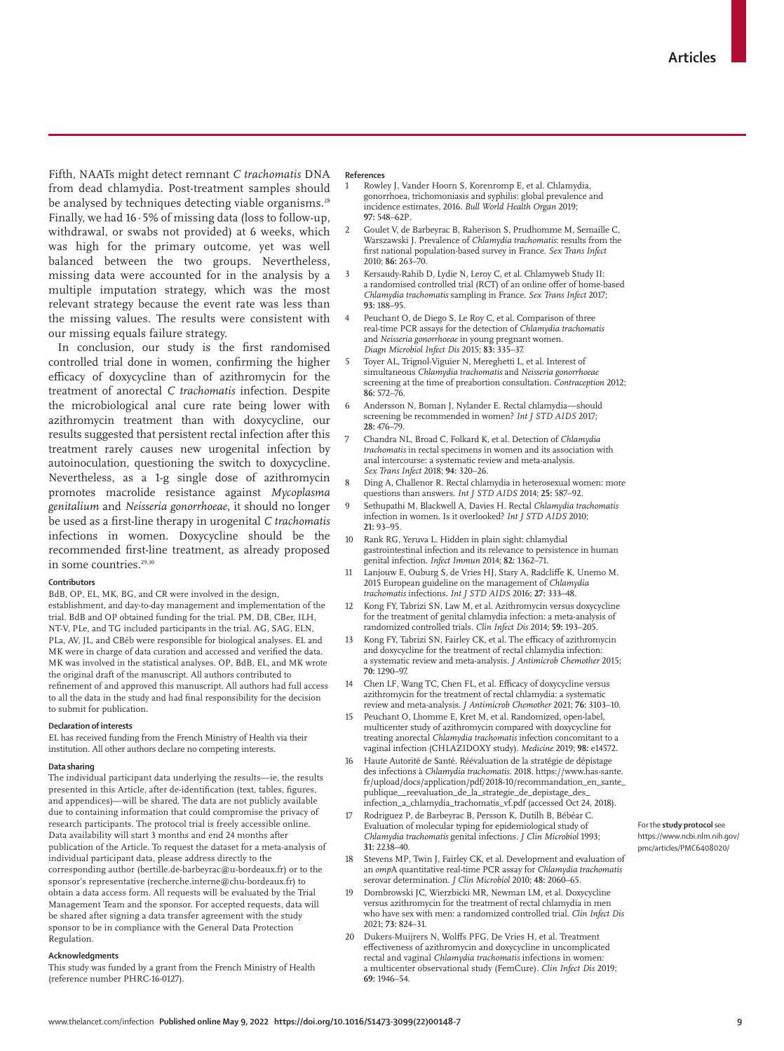Fifth, NAATs might detect remnant *C trachomatis* DNA from dead chlamydia. Post-treatment samples should be analysed by techniques detecting viable organisms.[28] Finally, we had 16·5% of missing data (loss to follow-up, withdrawal, or swabs not provided) at 6 weeks, which was high for the primary outcome, yet was well balanced between the two groups. Nevertheless, missing data were accounted for in the analysis by a multiple imputation strategy, which was the most relevant strategy because the event rate was less than the missing values. The results were consistent with our missing equals failure strategy.

In conclusion, our study is the first randomised controlled trial done in women, confirming the higher efficacy of doxycycline than of azithromycin for the treatment of anorectal *C trachomatis* infection. Despite the microbiological anal cure rate being lower with azithromycin treatment than with doxycycline, our results suggested that persistent rectal infection after this treatment rarely causes new urogenital infection by autoinoculation, questioning the switch to doxycycline. Nevertheless, as a 1-g single dose of azithromycin promotes macrolide resistance against *Mycoplasma genitalium* and *Neisseria gonorrhoeae*, it should no longer be used as a first-line therapy in urogenital *C trachomatis* infections in women. Doxycycline should be the recommended first-line treatment, as already proposed in some countries.[29,30]

#### Contributors

BdB, OP, EL, MK, BG, and CR were involved in the design, establishment, and day-to-day management and implementation of the trial. BdB and OP obtained funding for the trial. PM, DB, CBer, ILH, NT-V, PLe, and TG included participants in the trial. AG, SAG, ELN, PLa, AV, JL, and CBéb were responsible for biological analyses. EL and MK were in charge of data curation and accessed and verified the data. MK was involved in the statistical analyses. OP, BdB, EL, and MK wrote the original draft of the manuscript. All authors contributed to refinement of and approved this manuscript. All authors had full access to all the data in the study and had final responsibility for the decision to submit for publication.

#### Declaration of interests

EL has received funding from the French Ministry of Health via their institution. All other authors declare no competing interests.

#### Data sharing

The individual participant data underlying the results—ie, the results presented in this Article, after de-identification (text, tables, figures, and appendices)—will be shared. The data are not publicly available due to containing information that could compromise the privacy of research participants. The protocol trial is freely accessible online. Data availability will start 3 months and end 24 months after publication of the Article. To request the dataset for a meta-analysis of individual participant data, please address directly to the corresponding author (bertille.de-barbeyrac@u-bordeaux.fr) or to the sponsor's representative (recherche.interne@chu-bordeaux.fr) to obtain a data access form. All requests will be evaluated by the Trial Management Team and the sponsor. For accepted requests, data will be shared after signing a data transfer agreement with the study sponsor to be in compliance with the General Data Protection Regulation.

For the **study protocol** see https://www.ncbi.nlm.nih.gov/pmc/articles/PMC6408020/

#### Acknowledgments

This study was funded by a grant from the French Ministry of Health (reference number PHRC-16-0127).

#### References

1. Rowley J, Vander Hoorn S, Korenromp E, et al. Chlamydia, gonorrhoea, trichomoniasis and syphilis: global prevalence and incidence estimates, 2016. *Bull World Health Organ* 2019; **97:** 548–62P.
2. Goulet V, de Barbeyrac B, Raherison S, Prudhomme M, Semaille C, Warszawski J. Prevalence of *Chlamydia trachomatis*: results from the first national population-based survey in France. *Sex Trans Infect* 2010; **86:** 263–70.
3. Kersaudy-Rahib D, Lydie N, Leroy C, et al. Chlamyweb Study II: a randomised controlled trial (RCT) of an online offer of home-based *Chlamydia trachomatis* sampling in France. *Sex Trans Infect* 2017; **93:** 188–95.
4. Peuchant O, de Diego S, Le Roy C, et al. Comparison of three real-time PCR assays for the detection of *Chlamydia trachomatis* and *Neisseria gonorrhoeae* in young pregnant women. *Diagn Microbiol Infect Dis* 2015; **83:** 335–37.
5. Toyer AL, Trignol-Viguier N, Mereghetti L, et al. Interest of simultaneous *Chlamydia trachomatis* and *Neisseria gonorrhoeae* screening at the time of preabortion consultation. *Contraception* 2012; **86:** 572–76.
6. Andersson N, Boman J, Nylander E. Rectal chlamydia—should screening be recommended in women? *Int J STD AIDS* 2017; **28:** 476–79.
7. Chandra NL, Broad C, Folkard K, et al. Detection of *Chlamydia trachomatis* in rectal specimens in women and its association with anal intercourse: a systematic review and meta-analysis. *Sex Trans Infect* 2018; **94:** 320–26.
8. Ding A, Challenor R. Rectal chlamydia in heterosexual women: more questions than answers. *Int J STD AIDS* 2014; **25:** 587–92.
9. Sethupathi M, Blackwell A, Davies H. Rectal *Chlamydia trachomatis* infection in women. Is it overlooked? *Int J STD AIDS* 2010; **21:** 93–95.
10. Rank RG, Yeruva L. Hidden in plain sight: chlamydial gastrointestinal infection and its relevance to persistence in human genital infection. *Infect Immun* 2014; **82:** 1362–71.
11. Lanjouw E, Ouburg S, de Vries HJ, Stary A, Radcliffe K, Unemo M. 2015 European guideline on the management of *Chlamydia trachomatis* infections. *Int J STD AIDS* 2016; **27:** 333–48.
12. Kong FY, Tabrizi SN, Law M, et al. Azithromycin versus doxycycline for the treatment of genital chlamydia infection: a meta-analysis of randomized controlled trials. *Clin Infect Dis* 2014; **59:** 193–205.
13. Kong FY, Tabrizi SN, Fairley CK, et al. The efficacy of azithromycin and doxycycline for the treatment of rectal chlamydia infection: a systematic review and meta-analysis. *J Antimicrob Chemother* 2015; **70:** 1290–97.
14. Chen LF, Wang TC, Chen FL, et al. Efficacy of doxycycline versus azithromycin for the treatment of rectal chlamydia: a systematic review and meta-analysis. *J Antimicrob Chemother* 2021; **76:** 3103–10.
15. Peuchant O, Lhomme E, Kret M, et al. Randomized, open-label, multicenter study of azithromycin compared with doxycycline for treating anorectal *Chlamydia trachomatis* infection concomitant to a vaginal infection (CHLAZIDOXY study). *Medicine* 2019; **98:** e14572.
16. Haute Autorité de Santé. Réévaluation de la stratégie de dépistage des infections à *Chlamydia trachomatis*. 2018. https://www.has-sante.fr/upload/docs/application/pdf/2018-10/recommandation_en_sante_publique__reevaluation_de_la_strategie_de_depistage_des_infection_a_chlamydia_trachomatis_vf.pdf (accessed Oct 24, 2018).
17. Rodriguez P, de Barbeyrac B, Persson K, Dutilh B, Bébéar C. Evaluation of molecular typing for epidemiological study of *Chlamydia trachomatis* genital infections. *J Clin Microbiol* 1993; **31:** 2238–40.
18. Stevens MP, Twin J, Fairley CK, et al. Development and evaluation of an *omp*A quantitative real-time PCR assay for *Chlamydia trachomatis* serovar determination. *J Clin Microbiol* 2010; **48:** 2060–65.
19. Dombrowski JC, Wierzbicki MR, Newman LM, et al. Doxycycline versus azithromycin for the treatment of rectal chlamydia in men who have sex with men: a randomized controlled trial. *Clin Infect Dis* 2021; **73:** 824–31.
20. Dukers-Muijrers N, Wolffs PFG, De Vries H, et al. Treatment effectiveness of azithromycin and doxycycline in uncomplicated rectal and vaginal *Chlamydia trachomatis* infections in women: a multicenter observational study (FemCure). *Clin Infect Dis* 2019; **69:** 1946–54.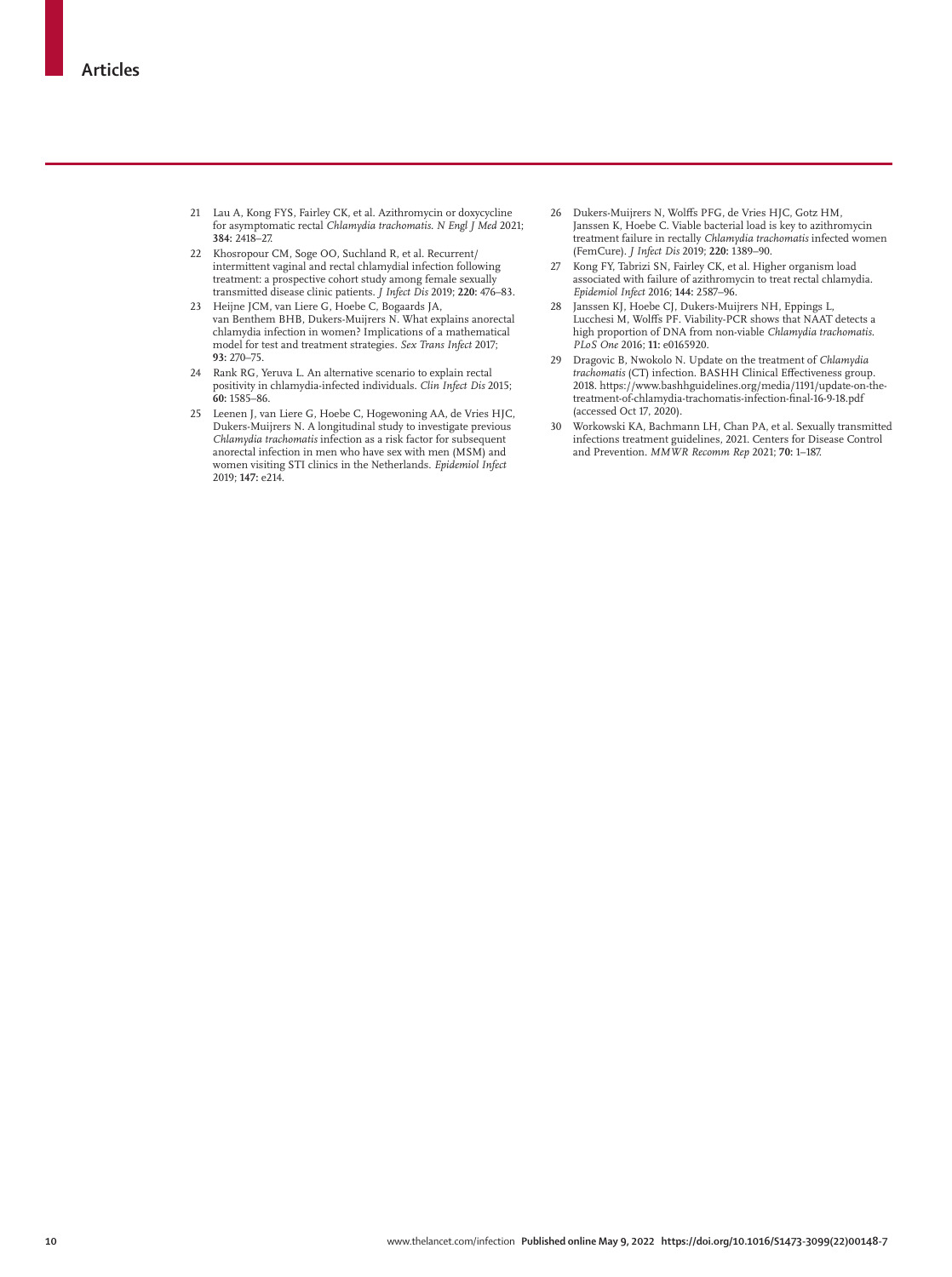21. Lau A, Kong FYS, Fairley CK, et al. Azithromycin or doxycycline for asymptomatic rectal *Chlamydia trachomatis*. *N Engl J Med* 2021; **384:** 2418–27.
22. Khosropour CM, Soge OO, Suchland R, et al. Recurrent/intermittent vaginal and rectal chlamydial infection following treatment: a prospective cohort study among female sexually transmitted disease clinic patients. *J Infect Dis* 2019; **220:** 476–83.
23. Heijne JCM, van Liere G, Hoebe C, Bogaards JA, van Benthem BHB, Dukers-Muijrers N. What explains anorectal chlamydia infection in women? Implications of a mathematical model for test and treatment strategies. *Sex Trans Infect* 2017; **93:** 270–75.
24. Rank RG, Yeruva L. An alternative scenario to explain rectal positivity in chlamydia-infected individuals. *Clin Infect Dis* 2015; **60:** 1585–86.
25. Leenen J, van Liere G, Hoebe C, Hogewoning AA, de Vries HJC, Dukers-Muijrers N. A longitudinal study to investigate previous *Chlamydia trachomatis* infection as a risk factor for subsequent anorectal infection in men who have sex with men (MSM) and women visiting STI clinics in the Netherlands. *Epidemiol Infect* 2019; **147:** e214.
26. Dukers-Muijrers N, Wolffs PFG, de Vries HJC, Gotz HM, Janssen K, Hoebe C. Viable bacterial load is key to azithromycin treatment failure in rectally *Chlamydia trachomatis* infected women (FemCure). *J Infect Dis* 2019; **220:** 1389–90.
27. Kong FY, Tabrizi SN, Fairley CK, et al. Higher organism load associated with failure of azithromycin to treat rectal chlamydia. *Epidemiol Infect* 2016; **144:** 2587–96.
28. Janssen KJ, Hoebe CJ, Dukers-Muijrers NH, Eppings L, Lucchesi M, Wolffs PF. Viability-PCR shows that NAAT detects a high proportion of DNA from non-viable *Chlamydia trachomatis*. *PLoS One* 2016; **11:** e0165920.
29. Dragovic B, Nwokolo N. Update on the treatment of *Chlamydia trachomatis* (CT) infection. BASHH Clinical Effectiveness group. 2018. https://www.bashhguidelines.org/media/1191/update-on-the-treatment-of-chlamydia-trachomatis-infection-final-16-9-18.pdf (accessed Oct 17, 2020).
30. Workowski KA, Bachmann LH, Chan PA, et al. Sexually transmitted infections treatment guidelines, 2021. Centers for Disease Control and Prevention. *MMWR Recomm Rep* 2021; **70:** 1–187.